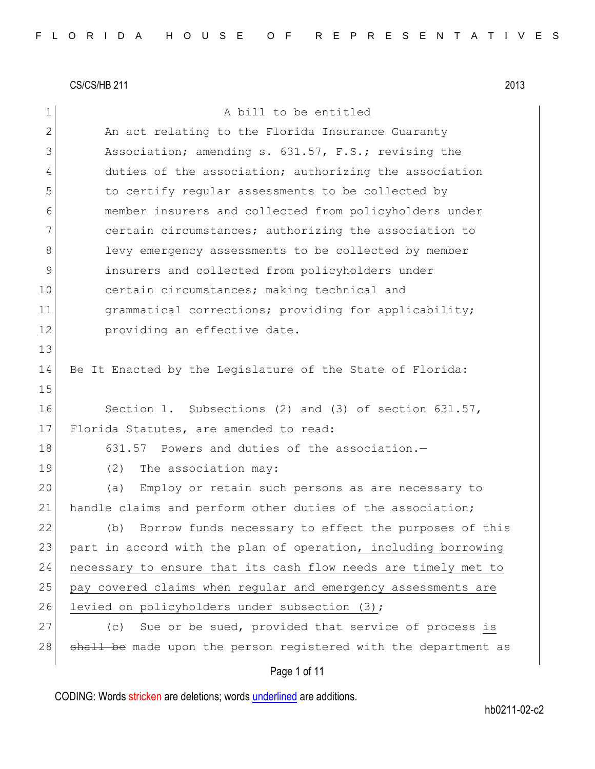CS/CS/HB 211 2013

A bill to be entitled

An act relating to the Florida Insurance Guaranty Association; amending s. 631.57, F.S.; revising the duties of the association; authorizing the association to certify regular assessments to be collected by member insurers and collected from policyholders under certain circumstances; authorizing the association to levy emergency assessments to be collected by member insurers and collected from policyholders under certain circumstances; making technical and grammatical corrections; providing for applicability; providing an effective date.

Be It Enacted by the Legislature of the State of Florida:

Section 1. Subsections (2) and (3) of section 631.57, Florida Statutes, are amended to read:

631.57 Powers and duties of the association.—

(2) The association may:

(a) Employ or retain such persons as are necessary to handle claims and perform other duties of the association;

(b) Borrow funds necessary to effect the purposes of this part in accord with the plan of operation, including borrowing necessary to ensure that its cash flow needs are timely met to pay covered claims when regular and emergency assessments are levied on policyholders under subsection (3);

(c) Sue or be sued, provided that service of process is ~~shall be~~ made upon the person registered with the department as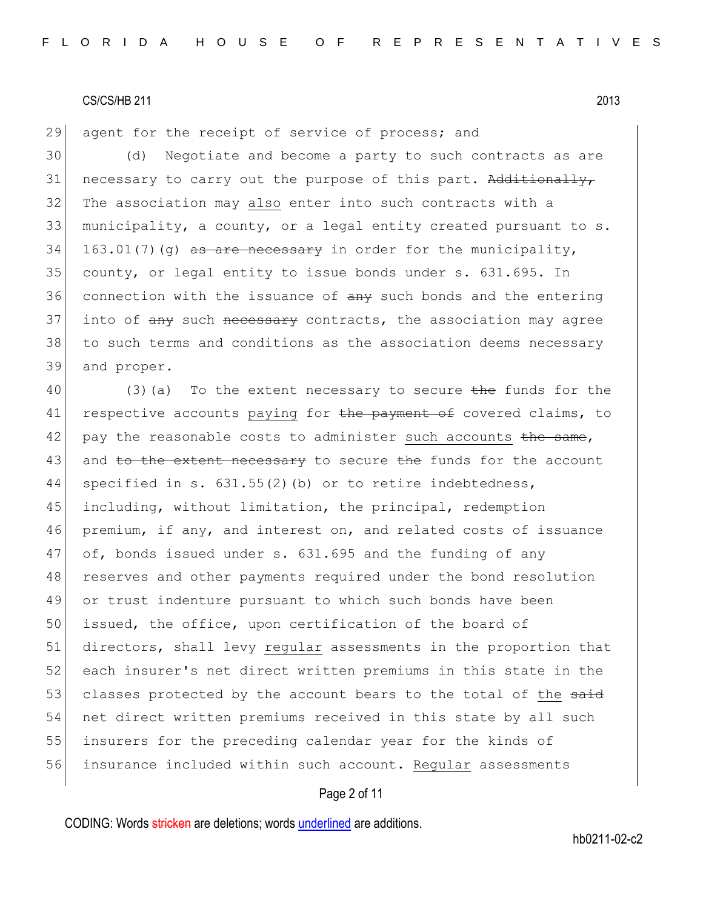agent for the receipt of service of process; and

(d) Negotiate and become a party to such contracts as are necessary to carry out the purpose of this part. ~~Additionally,~~ The association may also enter into such contracts with a municipality, a county, or a legal entity created pursuant to s. 163.01(7)(g) ~~as are necessary~~ in order for the municipality, county, or legal entity to issue bonds under s. 631.695. In connection with the issuance of ~~any~~ such bonds and the entering into of ~~any~~ such ~~necessary~~ contracts, the association may agree to such terms and conditions as the association deems necessary and proper.

(3)(a) To the extent necessary to secure ~~the~~ funds for the respective accounts paying for ~~the payment of~~ covered claims, to pay the reasonable costs to administer such accounts ~~the same~~, and ~~to the extent necessary~~ to secure ~~the~~ funds for the account specified in s. 631.55(2)(b) or to retire indebtedness, including, without limitation, the principal, redemption premium, if any, and interest on, and related costs of issuance of, bonds issued under s. 631.695 and the funding of any reserves and other payments required under the bond resolution or trust indenture pursuant to which such bonds have been issued, the office, upon certification of the board of directors, shall levy regular assessments in the proportion that each insurer's net direct written premiums in this state in the classes protected by the account bears to the total of the ~~said~~ net direct written premiums received in this state by all such insurers for the preceding calendar year for the kinds of insurance included within such account. Regular assessments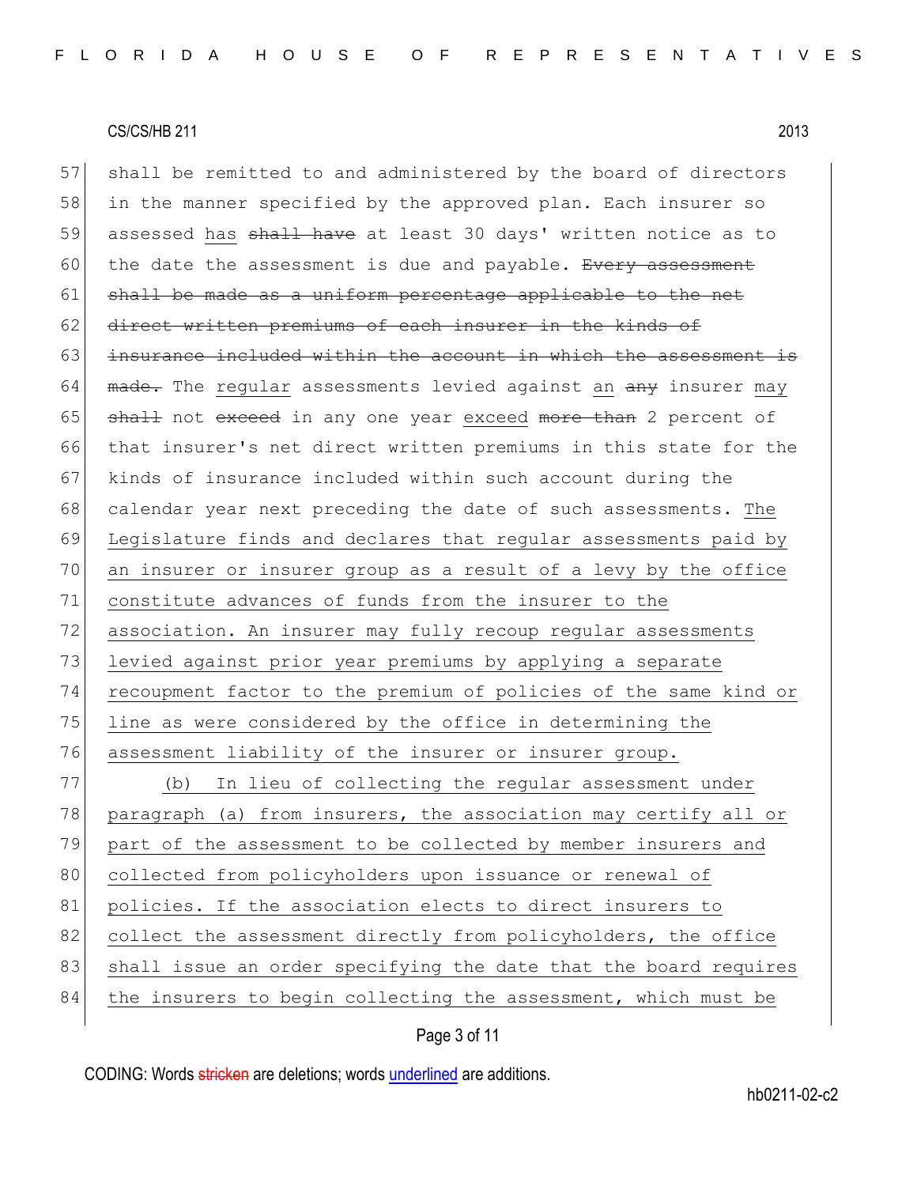shall be remitted to and administered by the board of directors in the manner specified by the approved plan. Each insurer so assessed <u>has</u> ~~shall have~~ at least 30 days' written notice as to the date the assessment is due and payable. ~~Every assessment shall be made as a uniform percentage applicable to the net direct written premiums of each insurer in the kinds of insurance included within the account in which the assessment is made.~~ The <u>regular</u> assessments levied against <u>an</u> ~~any~~ insurer <u>may</u> ~~shall~~ not ~~exceed~~ in any one year <u>exceed</u> ~~more than~~ 2 percent of that insurer's net direct written premiums in this state for the kinds of insurance included within such account during the calendar year next preceding the date of such assessments. <u>The Legislature finds and declares that regular assessments paid by an insurer or insurer group as a result of a levy by the office constitute advances of funds from the insurer to the association. An insurer may fully recoup regular assessments levied against prior year premiums by applying a separate recoupment factor to the premium of policies of the same kind or line as were considered by the office in determining the assessment liability of the insurer or insurer group.</u>

<u>(b) In lieu of collecting the regular assessment under paragraph (a) from insurers, the association may certify all or part of the assessment to be collected by member insurers and collected from policyholders upon issuance or renewal of policies. If the association elects to direct insurers to collect the assessment directly from policyholders, the office shall issue an order specifying the date that the board requires the insurers to begin collecting the assessment, which must be</u>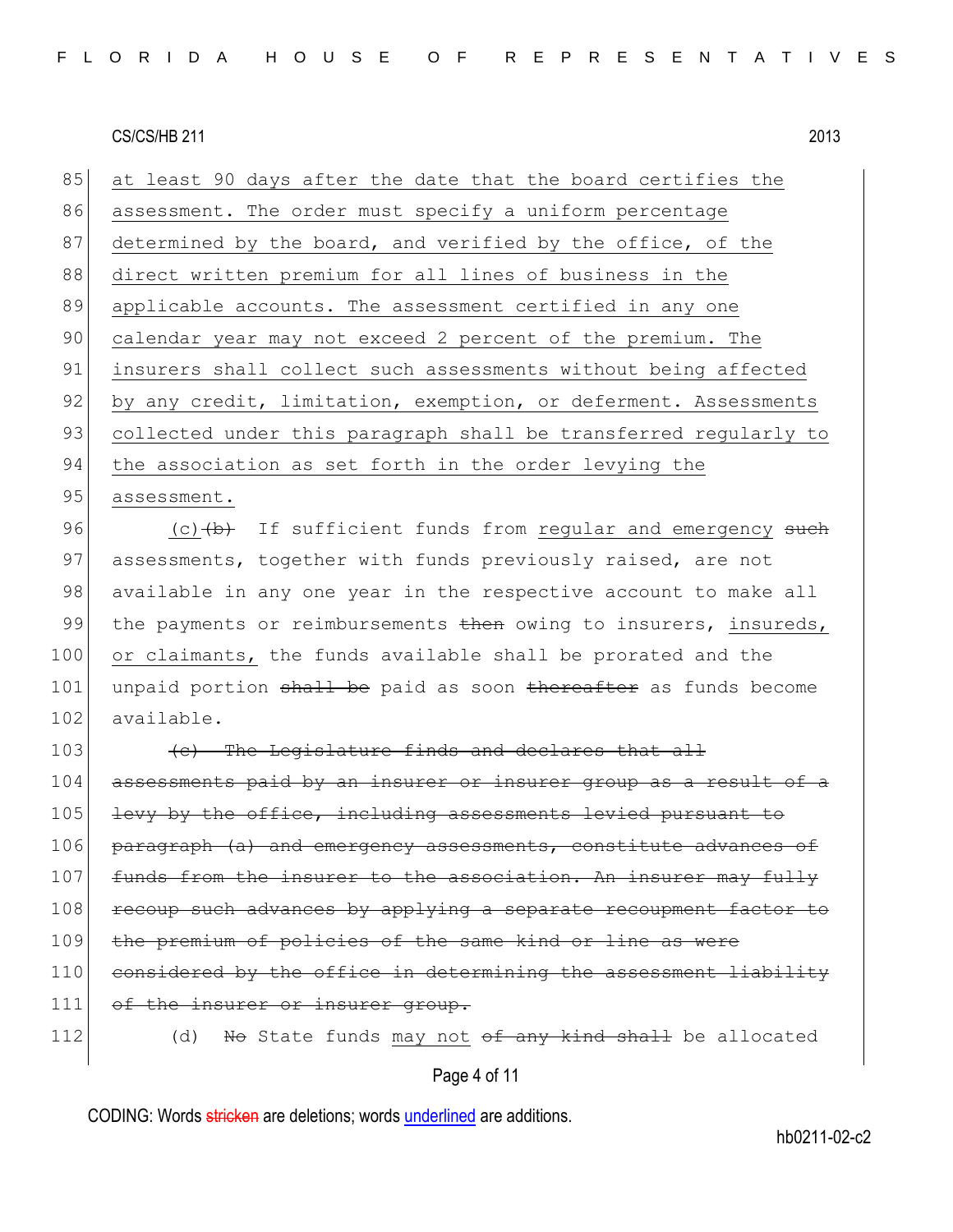<u>at least 90 days after the date that the board certifies the assessment. The order must specify a uniform percentage determined by the board, and verified by the office, of the direct written premium for all lines of business in the applicable accounts. The assessment certified in any one calendar year may not exceed 2 percent of the premium. The insurers shall collect such assessments without being affected by any credit, limitation, exemption, or deferment. Assessments collected under this paragraph shall be transferred regularly to the association as set forth in the order levying the assessment.</u>

<u>(c)</u>~~(b)~~ If sufficient funds from <u>regular and emergency</u> ~~such~~ assessments, together with funds previously raised, are not available in any one year in the respective account to make all the payments or reimbursements ~~then~~ owing to insurers, <u>insureds, or claimants,</u> the funds available shall be prorated and the unpaid portion ~~shall be~~ paid as soon ~~thereafter~~ as funds become available.

~~(c) The Legislature finds and declares that all assessments paid by an insurer or insurer group as a result of a levy by the office, including assessments levied pursuant to paragraph (a) and emergency assessments, constitute advances of funds from the insurer to the association. An insurer may fully recoup such advances by applying a separate recoupment factor to the premium of policies of the same kind or line as were considered by the office in determining the assessment liability of the insurer or insurer group.~~

(d) ~~No~~ State funds <u>may not</u> ~~of any kind shall~~ be allocated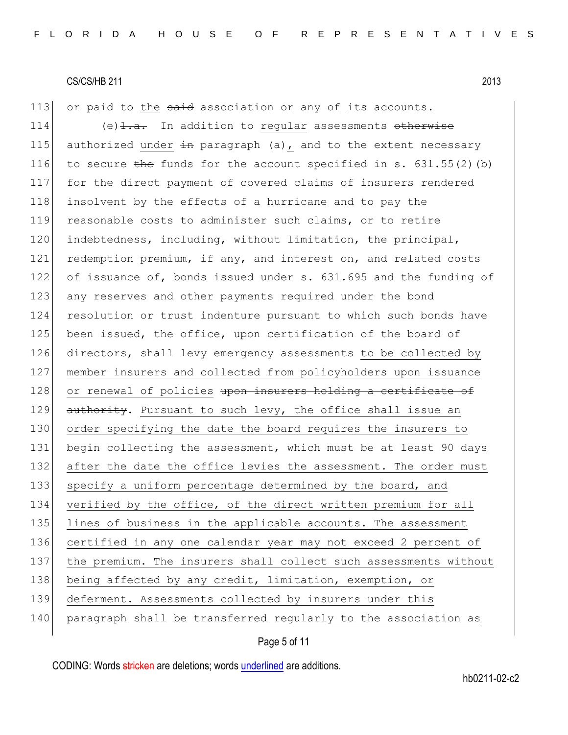113 or paid to the ~~said~~ association or any of its accounts.

114 (e)~~1.a.~~ In addition to regular assessments ~~otherwise~~

115 authorized under ~~in~~ paragraph (a), and to the extent necessary

116 to secure ~~the~~ funds for the account specified in s. 631.55(2)(b)

117 for the direct payment of covered claims of insurers rendered

118 insolvent by the effects of a hurricane and to pay the

119 reasonable costs to administer such claims, or to retire

120 indebtedness, including, without limitation, the principal,

121 redemption premium, if any, and interest on, and related costs

122 of issuance of, bonds issued under s. 631.695 and the funding of

123 any reserves and other payments required under the bond

124 resolution or trust indenture pursuant to which such bonds have

125 been issued, the office, upon certification of the board of

126 directors, shall levy emergency assessments to be collected by

127 member insurers and collected from policyholders upon issuance

128 or renewal of policies ~~upon insurers holding a certificate of~~

129 ~~authority~~. Pursuant to such levy, the office shall issue an

130 order specifying the date the board requires the insurers to

131 begin collecting the assessment, which must be at least 90 days

132 after the date the office levies the assessment. The order must

133 specify a uniform percentage determined by the board, and

134 verified by the office, of the direct written premium for all

135 lines of business in the applicable accounts. The assessment

136 certified in any one calendar year may not exceed 2 percent of

137 the premium. The insurers shall collect such assessments without

138 being affected by any credit, limitation, exemption, or

139 deferment. Assessments collected by insurers under this

140 paragraph shall be transferred regularly to the association as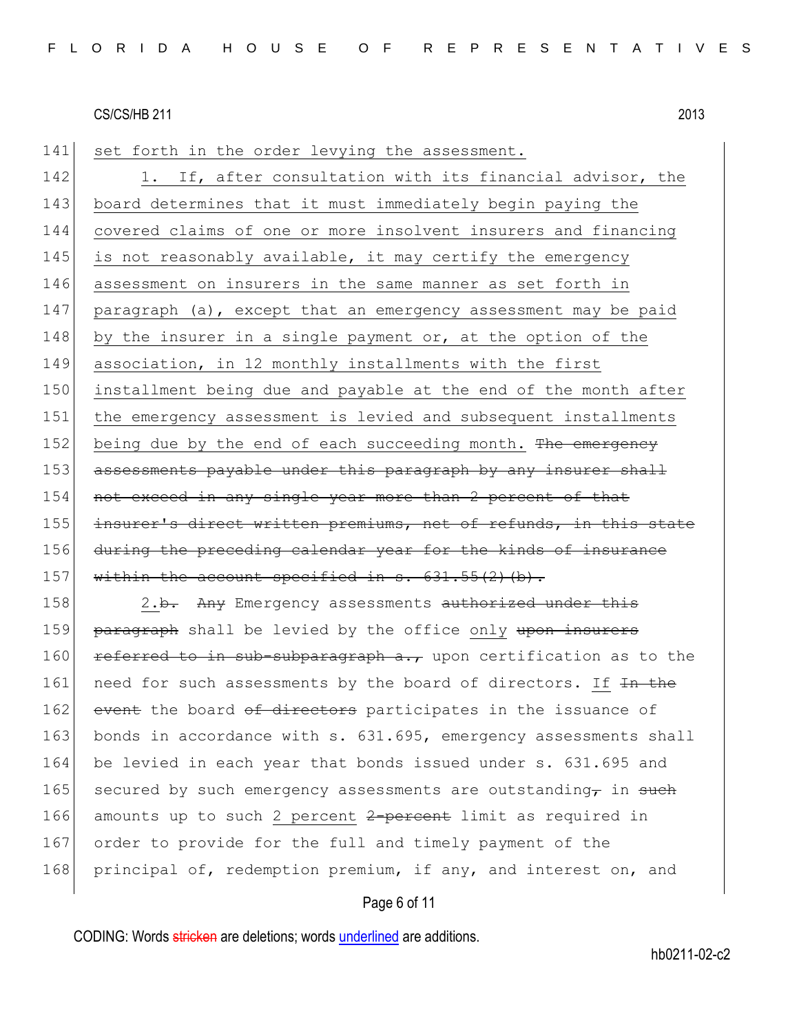141 set forth in the order levying the assessment.

142 1. If, after consultation with its financial advisor, the
143 board determines that it must immediately begin paying the
144 covered claims of one or more insolvent insurers and financing
145 is not reasonably available, it may certify the emergency
146 assessment on insurers in the same manner as set forth in
147 paragraph (a), except that an emergency assessment may be paid
148 by the insurer in a single payment or, at the option of the
149 association, in 12 monthly installments with the first
150 installment being due and payable at the end of the month after
151 the emergency assessment is levied and subsequent installments
152 being due by the end of each succeeding month. ~~The emergency~~
153 ~~assessments payable under this paragraph by any insurer shall~~
154 ~~not exceed in any single year more than 2 percent of that~~
155 ~~insurer's direct written premiums, net of refunds, in this state~~
156 ~~during the preceding calendar year for the kinds of insurance~~
157 ~~within the account specified in s. 631.55(2)(b).~~

158 2.~~b.~~ ~~Any~~ Emergency assessments ~~authorized under this~~
159 ~~paragraph~~ shall be levied by the office only ~~upon insurers~~
160 ~~referred to in sub-subparagraph a.,~~ upon certification as to the
161 need for such assessments by the board of directors. If ~~In the~~
162 ~~event~~ the board ~~of directors~~ participates in the issuance of
163 bonds in accordance with s. 631.695, emergency assessments shall
164 be levied in each year that bonds issued under s. 631.695 and
165 secured by such emergency assessments are outstanding~~,~~ in ~~such~~
166 amounts up to such 2 percent ~~2-percent~~ limit as required in
167 order to provide for the full and timely payment of the
168 principal of, redemption premium, if any, and interest on, and

CODING: Words ~~stricken~~ are deletions; words underlined are additions.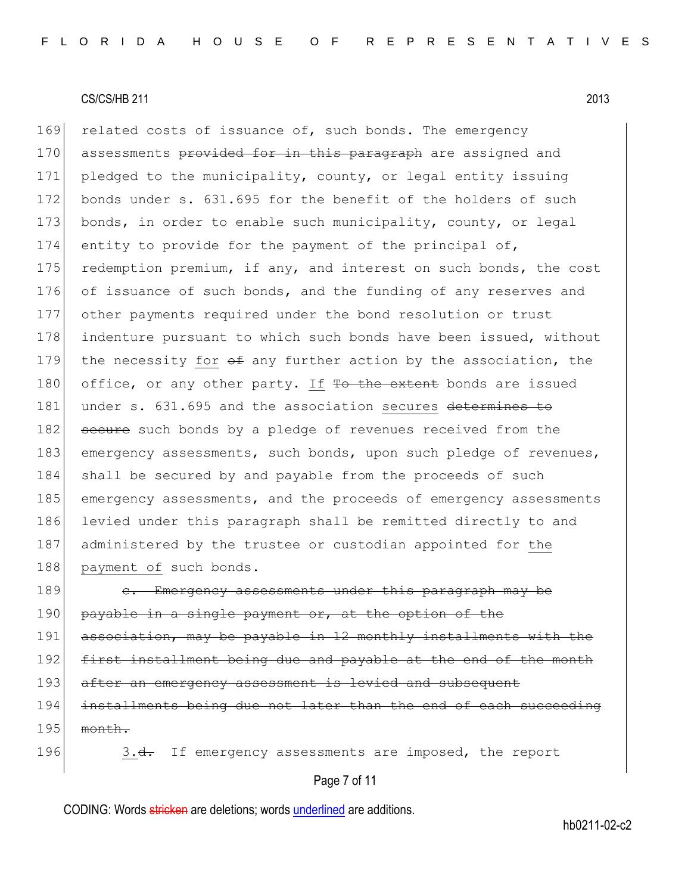169 related costs of issuance of, such bonds. The emergency
170 assessments ~~provided for in this paragraph~~ are assigned and
171 pledged to the municipality, county, or legal entity issuing
172 bonds under s. 631.695 for the benefit of the holders of such
173 bonds, in order to enable such municipality, county, or legal
174 entity to provide for the payment of the principal of,
175 redemption premium, if any, and interest on such bonds, the cost
176 of issuance of such bonds, and the funding of any reserves and
177 other payments required under the bond resolution or trust
178 indenture pursuant to which such bonds have been issued, without
179 the necessity <u>for</u> ~~of~~ any further action by the association, the
180 office, or any other party. <u>If</u> ~~To the extent~~ bonds are issued
181 under s. 631.695 and the association <u>secures</u> ~~determines to~~
182 ~~secure~~ such bonds by a pledge of revenues received from the
183 emergency assessments, such bonds, upon such pledge of revenues,
184 shall be secured by and payable from the proceeds of such
185 emergency assessments, and the proceeds of emergency assessments
186 levied under this paragraph shall be remitted directly to and
187 administered by the trustee or custodian appointed for <u>the</u>
188 <u>payment of</u> such bonds.

189 ~~c. Emergency assessments under this paragraph may be~~
190 ~~payable in a single payment or, at the option of the~~
191 ~~association, may be payable in 12 monthly installments with the~~
192 ~~first installment being due and payable at the end of the month~~
193 ~~after an emergency assessment is levied and subsequent~~
194 ~~installments being due not later than the end of each succeeding~~
195 ~~month.~~

196 <u>3.</u>~~d.~~ If emergency assessments are imposed, the report

CODING: Words ~~stricken~~ are deletions; words <u>underlined</u> are additions.

hb0211-02-c2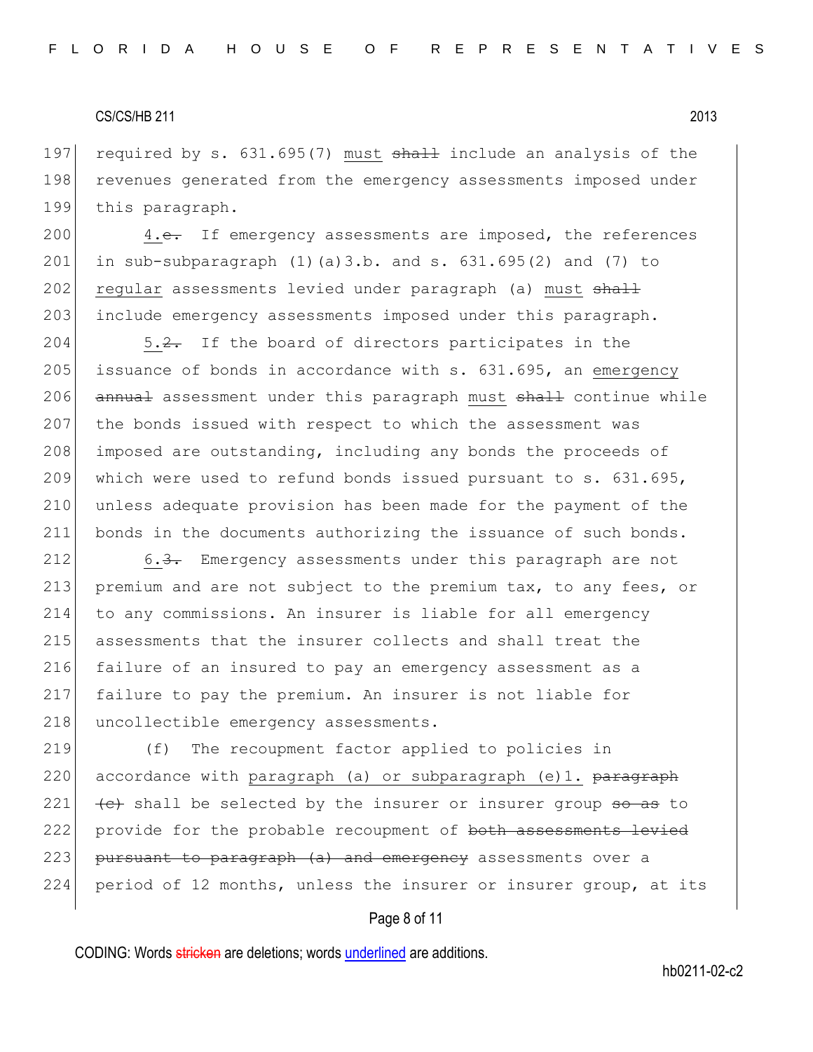required by s. 631.695(7) must ~~shall~~ include an analysis of the revenues generated from the emergency assessments imposed under this paragraph.

4.~~c.~~ If emergency assessments are imposed, the references in sub-subparagraph (1)(a)3.b. and s. 631.695(2) and (7) to regular assessments levied under paragraph (a) must ~~shall~~ include emergency assessments imposed under this paragraph.

5.~~2.~~ If the board of directors participates in the issuance of bonds in accordance with s. 631.695, an emergency ~~annual~~ assessment under this paragraph must ~~shall~~ continue while the bonds issued with respect to which the assessment was imposed are outstanding, including any bonds the proceeds of which were used to refund bonds issued pursuant to s. 631.695, unless adequate provision has been made for the payment of the bonds in the documents authorizing the issuance of such bonds.

6.~~3.~~ Emergency assessments under this paragraph are not premium and are not subject to the premium tax, to any fees, or to any commissions. An insurer is liable for all emergency assessments that the insurer collects and shall treat the failure of an insured to pay an emergency assessment as a failure to pay the premium. An insurer is not liable for uncollectible emergency assessments.

(f) The recoupment factor applied to policies in accordance with paragraph (a) or subparagraph (e)1. ~~paragraph (c)~~ shall be selected by the insurer or insurer group ~~so as~~ to provide for the probable recoupment of ~~both assessments levied pursuant to paragraph (a) and emergency~~ assessments over a period of 12 months, unless the insurer or insurer group, at its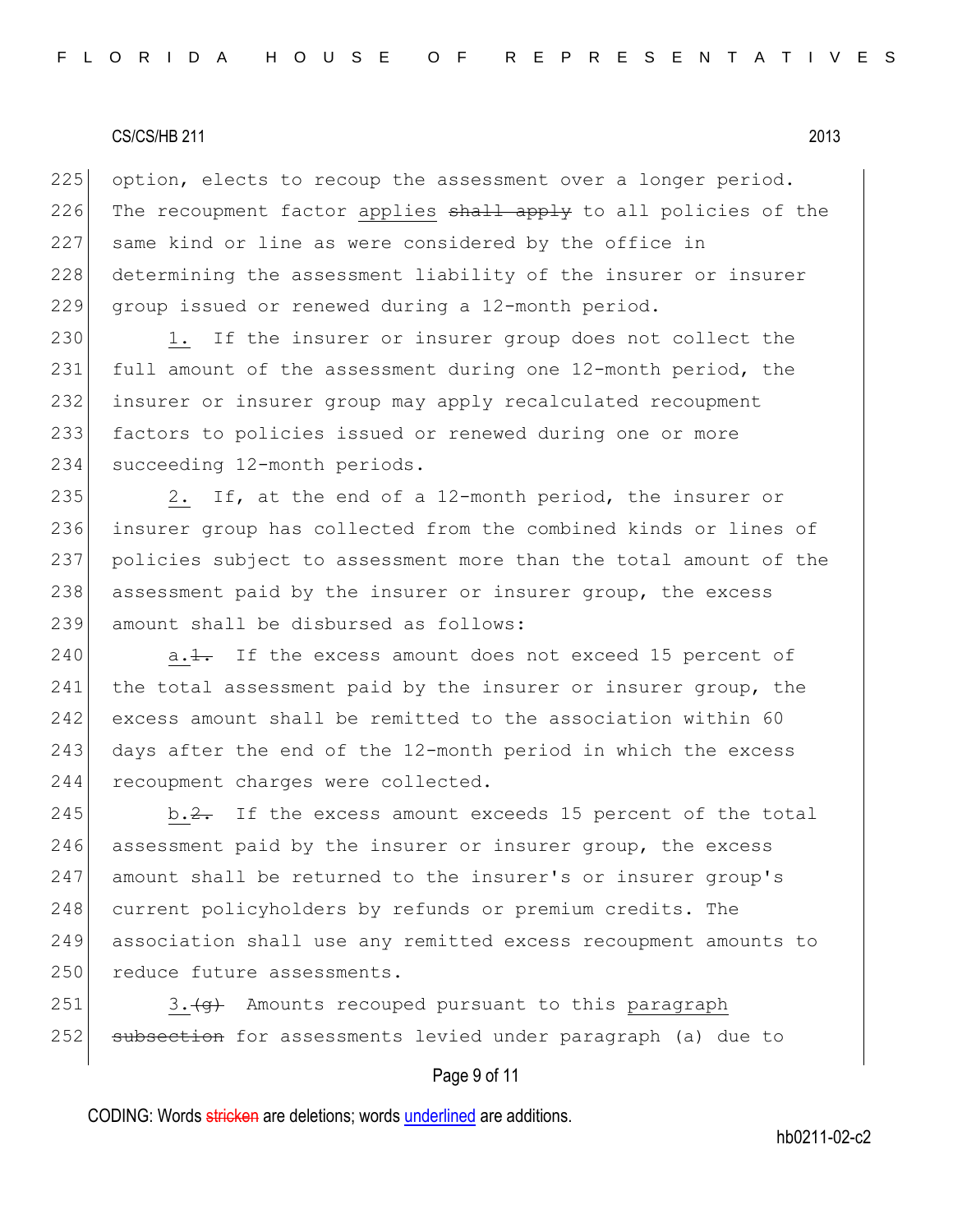option, elects to recoup the assessment over a longer period. The recoupment factor applies ~~shall apply~~ to all policies of the same kind or line as were considered by the office in determining the assessment liability of the insurer or insurer group issued or renewed during a 12-month period.

1. If the insurer or insurer group does not collect the full amount of the assessment during one 12-month period, the insurer or insurer group may apply recalculated recoupment factors to policies issued or renewed during one or more succeeding 12-month periods.

2. If, at the end of a 12-month period, the insurer or insurer group has collected from the combined kinds or lines of policies subject to assessment more than the total amount of the assessment paid by the insurer or insurer group, the excess amount shall be disbursed as follows:

a.~~1.~~ If the excess amount does not exceed 15 percent of the total assessment paid by the insurer or insurer group, the excess amount shall be remitted to the association within 60 days after the end of the 12-month period in which the excess recoupment charges were collected.

b.~~2.~~ If the excess amount exceeds 15 percent of the total assessment paid by the insurer or insurer group, the excess amount shall be returned to the insurer's or insurer group's current policyholders by refunds or premium credits. The association shall use any remitted excess recoupment amounts to reduce future assessments.

3.~~(g)~~ Amounts recouped pursuant to this paragraph ~~subsection~~ for assessments levied under paragraph (a) due to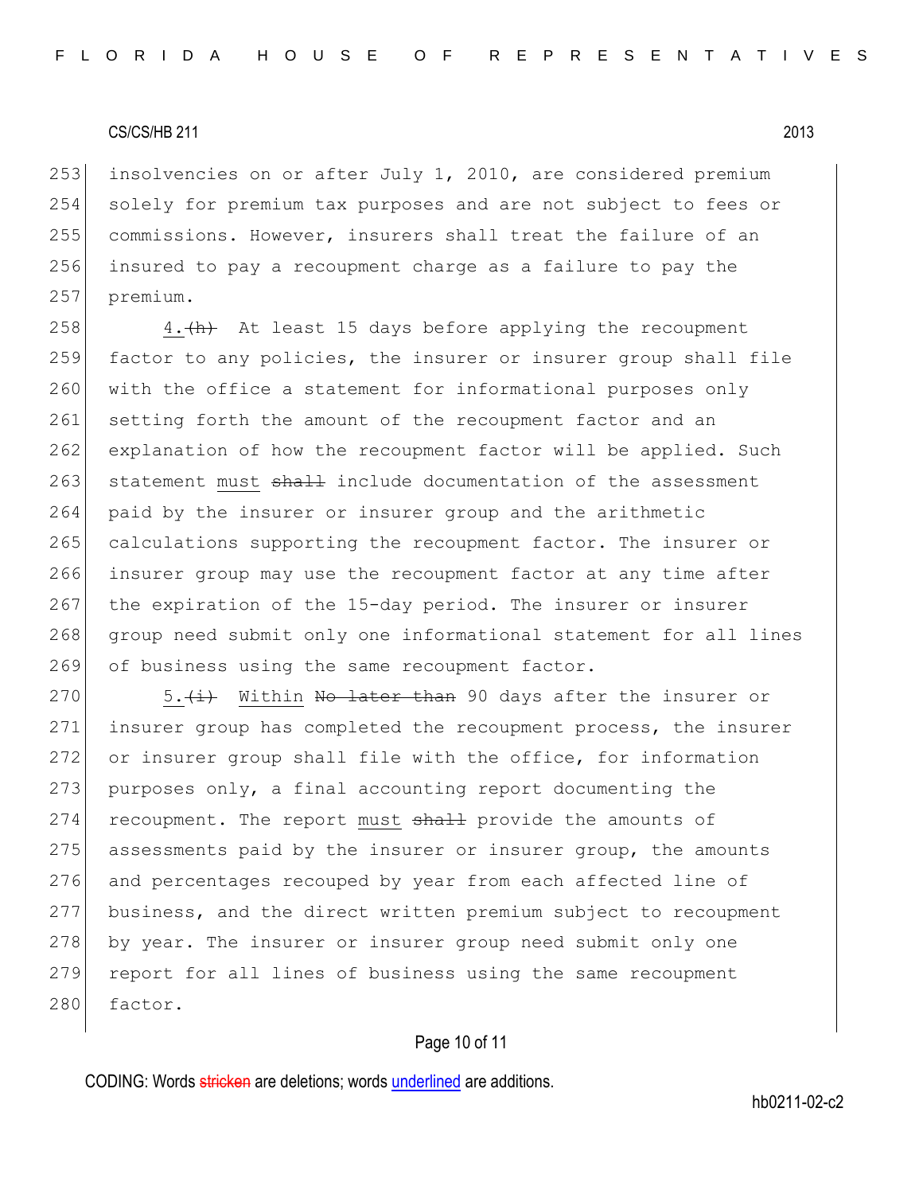253 insolvencies on or after July 1, 2010, are considered premium
254 solely for premium tax purposes and are not subject to fees or
255 commissions. However, insurers shall treat the failure of an
256 insured to pay a recoupment charge as a failure to pay the
257 premium.

258 4.~~(h)~~ At least 15 days before applying the recoupment
259 factor to any policies, the insurer or insurer group shall file
260 with the office a statement for informational purposes only
261 setting forth the amount of the recoupment factor and an
262 explanation of how the recoupment factor will be applied. Such
263 statement <u>must</u> ~~shall~~ include documentation of the assessment
264 paid by the insurer or insurer group and the arithmetic
265 calculations supporting the recoupment factor. The insurer or
266 insurer group may use the recoupment factor at any time after
267 the expiration of the 15-day period. The insurer or insurer
268 group need submit only one informational statement for all lines
269 of business using the same recoupment factor.

270 5.~~(i)~~ <u>Within</u> ~~No later than~~ 90 days after the insurer or
271 insurer group has completed the recoupment process, the insurer
272 or insurer group shall file with the office, for information
273 purposes only, a final accounting report documenting the
274 recoupment. The report <u>must</u> ~~shall~~ provide the amounts of
275 assessments paid by the insurer or insurer group, the amounts
276 and percentages recouped by year from each affected line of
277 business, and the direct written premium subject to recoupment
278 by year. The insurer or insurer group need submit only one
279 report for all lines of business using the same recoupment
280 factor.

CODING: Words ~~stricken~~ are deletions; words <u>underlined</u> are additions.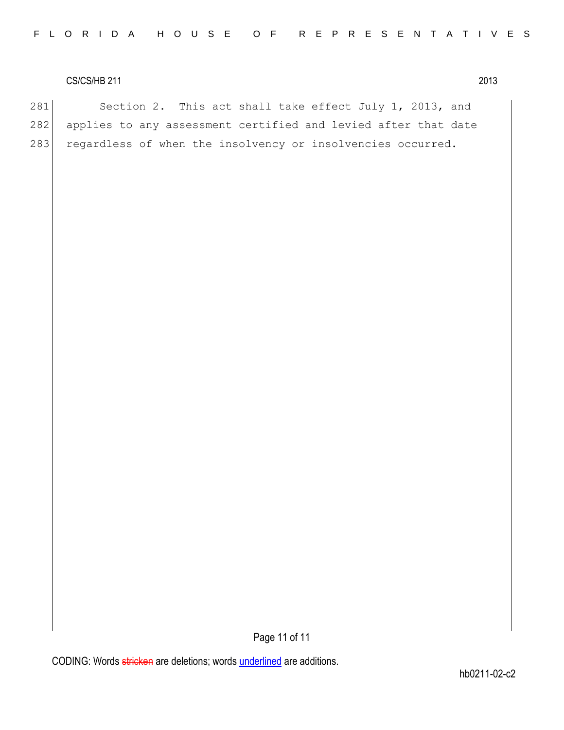Section 2. This act shall take effect July 1, 2013, and applies to any assessment certified and levied after that date regardless of when the insolvency or insolvencies occurred.